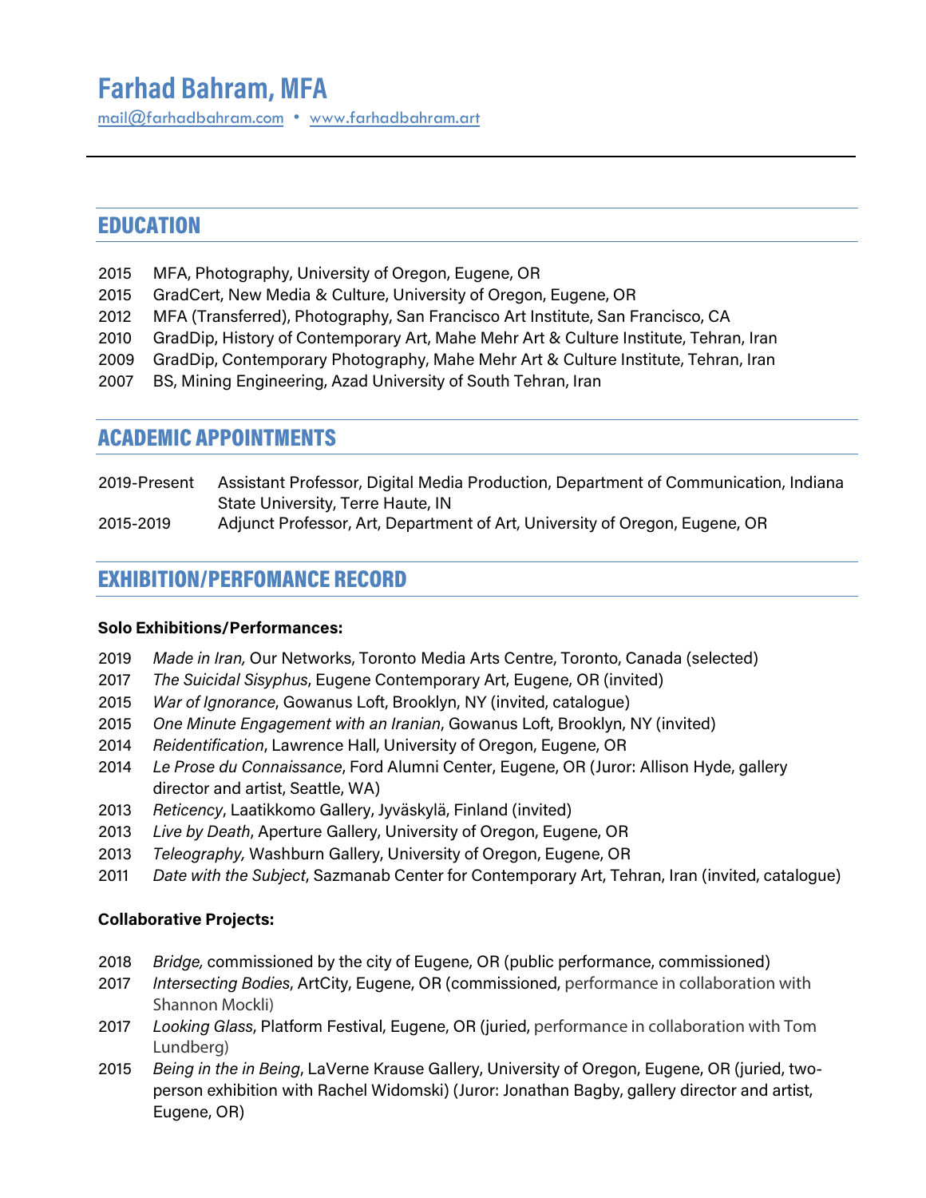# Farhad Bahram, MFA

mail@farhadbahram.com • www.farhadbahram.art

## EDUCATION

2015 MFA, Photography, University of Oregon, Eugene, OR
2015 GradCert, New Media & Culture, University of Oregon, Eugene, OR
2012 MFA (Transferred), Photography, San Francisco Art Institute, San Francisco, CA
2010 GradDip, History of Contemporary Art, Mahe Mehr Art & Culture Institute, Tehran, Iran
2009 GradDip, Contemporary Photography, Mahe Mehr Art & Culture Institute, Tehran, Iran
2007 BS, Mining Engineering, Azad University of South Tehran, Iran

## ACADEMIC APPOINTMENTS

2019-Present Assistant Professor, Digital Media Production, Department of Communication, Indiana State University, Terre Haute, IN
2015-2019 Adjunct Professor, Art, Department of Art, University of Oregon, Eugene, OR

## EXHIBITION/PERFOMANCE RECORD

**Solo Exhibitions/Performances:**

2019 *Made in Iran,* Our Networks, Toronto Media Arts Centre, Toronto, Canada (selected)
2017 *The Suicidal Sisyphus*, Eugene Contemporary Art, Eugene, OR (invited)
2015 *War of Ignorance*, Gowanus Loft, Brooklyn, NY (invited, catalogue)
2015 *One Minute Engagement with an Iranian*, Gowanus Loft, Brooklyn, NY (invited)
2014 *Reidentification*, Lawrence Hall, University of Oregon, Eugene, OR
2014 *Le Prose du Connaissance*, Ford Alumni Center, Eugene, OR (Juror: Allison Hyde, gallery director and artist, Seattle, WA)
2013 *Reticency*, Laatikkomo Gallery, Jyväskylä, Finland (invited)
2013 *Live by Death*, Aperture Gallery, University of Oregon, Eugene, OR
2013 *Teleography,* Washburn Gallery, University of Oregon, Eugene, OR
2011 *Date with the Subject*, Sazmanab Center for Contemporary Art, Tehran, Iran (invited, catalogue)

**Collaborative Projects:**

2018 *Bridge,* commissioned by the city of Eugene, OR (public performance, commissioned)
2017 *Intersecting Bodies*, ArtCity, Eugene, OR (commissioned, performance in collaboration with Shannon Mockli)
2017 *Looking Glass*, Platform Festival, Eugene, OR (juried, performance in collaboration with Tom Lundberg)
2015 *Being in the in Being*, LaVerne Krause Gallery, University of Oregon, Eugene, OR (juried, two-person exhibition with Rachel Widomski) (Juror: Jonathan Bagby, gallery director and artist, Eugene, OR)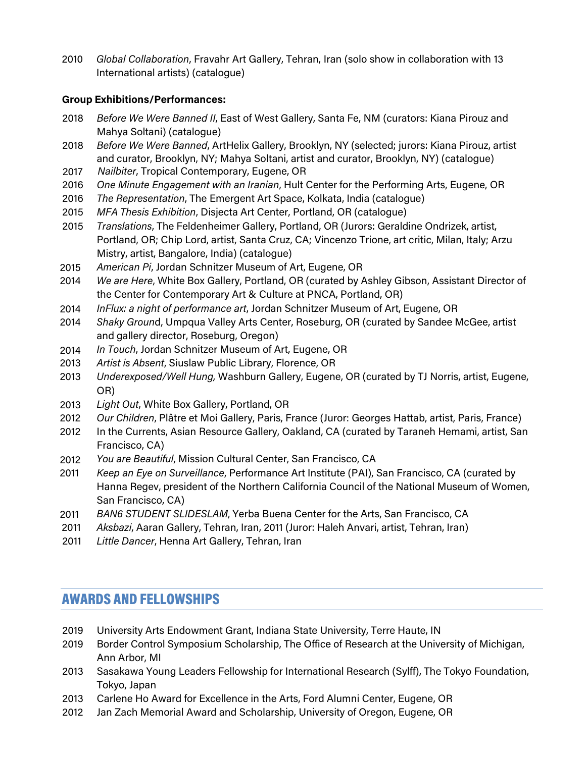2010 *Global Collaboration*, Fravahr Art Gallery, Tehran, Iran (solo show in collaboration with 13 International artists) (catalogue)

**Group Exhibitions/Performances:**

2018 *Before We Were Banned II*, East of West Gallery, Santa Fe, NM (curators: Kiana Pirouz and Mahya Soltani) (catalogue)
2018 *Before We Were Banned*, ArtHelix Gallery, Brooklyn, NY (selected; jurors: Kiana Pirouz, artist and curator, Brooklyn, NY; Mahya Soltani, artist and curator, Brooklyn, NY) (catalogue)
2017 *Nailbiter*, Tropical Contemporary, Eugene, OR
2016 *One Minute Engagement with an Iranian*, Hult Center for the Performing Arts, Eugene, OR
2016 *The Representation*, The Emergent Art Space, Kolkata, India (catalogue)
2015 *MFA Thesis Exhibition*, Disjecta Art Center, Portland, OR (catalogue)
2015 *Translations*, The Feldenheimer Gallery, Portland, OR (Jurors: Geraldine Ondrizek, artist, Portland, OR; Chip Lord, artist, Santa Cruz, CA; Vincenzo Trione, art critic, Milan, Italy; Arzu Mistry, artist, Bangalore, India) (catalogue)
2015 *American Pi*, Jordan Schnitzer Museum of Art, Eugene, OR
2014 *We are Here*, White Box Gallery, Portland, OR (curated by Ashley Gibson, Assistant Director of the Center for Contemporary Art & Culture at PNCA, Portland, OR)
2014 *InFlux: a night of performance art*, Jordan Schnitzer Museum of Art, Eugene, OR
2014 *Shaky Groun*d, Umpqua Valley Arts Center, Roseburg, OR (curated by Sandee McGee, artist and gallery director, Roseburg, Oregon)
2014 *In Touch*, Jordan Schnitzer Museum of Art, Eugene, OR
2013 *Artist is Absent*, Siuslaw Public Library, Florence, OR
2013 *Underexposed/Well Hung,* Washburn Gallery, Eugene, OR (curated by TJ Norris, artist, Eugene, OR)
2013 *Light Out*, White Box Gallery, Portland, OR
2012 *Our Children*, Plâtre et Moi Gallery, Paris, France (Juror: Georges Hattab, artist, Paris, France)
2012 In the Currents, Asian Resource Gallery, Oakland, CA (curated by Taraneh Hemami, artist, San Francisco, CA)
2012 *You are Beautiful*, Mission Cultural Center, San Francisco, CA
2011 *Keep an Eye on Surveillance*, Performance Art Institute (PAI), San Francisco, CA (curated by Hanna Regev, president of the Northern California Council of the National Museum of Women, San Francisco, CA)
2011 *BAN6 STUDENT SLIDESLAM*, Yerba Buena Center for the Arts, San Francisco, CA
2011 *Aksbazi*, Aaran Gallery, Tehran, Iran, 2011 (Juror: Haleh Anvari, artist, Tehran, Iran)
2011 *Little Dancer*, Henna Art Gallery, Tehran, Iran

## AWARDS AND FELLOWSHIPS

2019 University Arts Endowment Grant, Indiana State University, Terre Haute, IN
2019 Border Control Symposium Scholarship, The Office of Research at the University of Michigan, Ann Arbor, MI
2013 Sasakawa Young Leaders Fellowship for International Research (Sylff), The Tokyo Foundation, Tokyo, Japan
2013 Carlene Ho Award for Excellence in the Arts, Ford Alumni Center, Eugene, OR
2012 Jan Zach Memorial Award and Scholarship, University of Oregon, Eugene, OR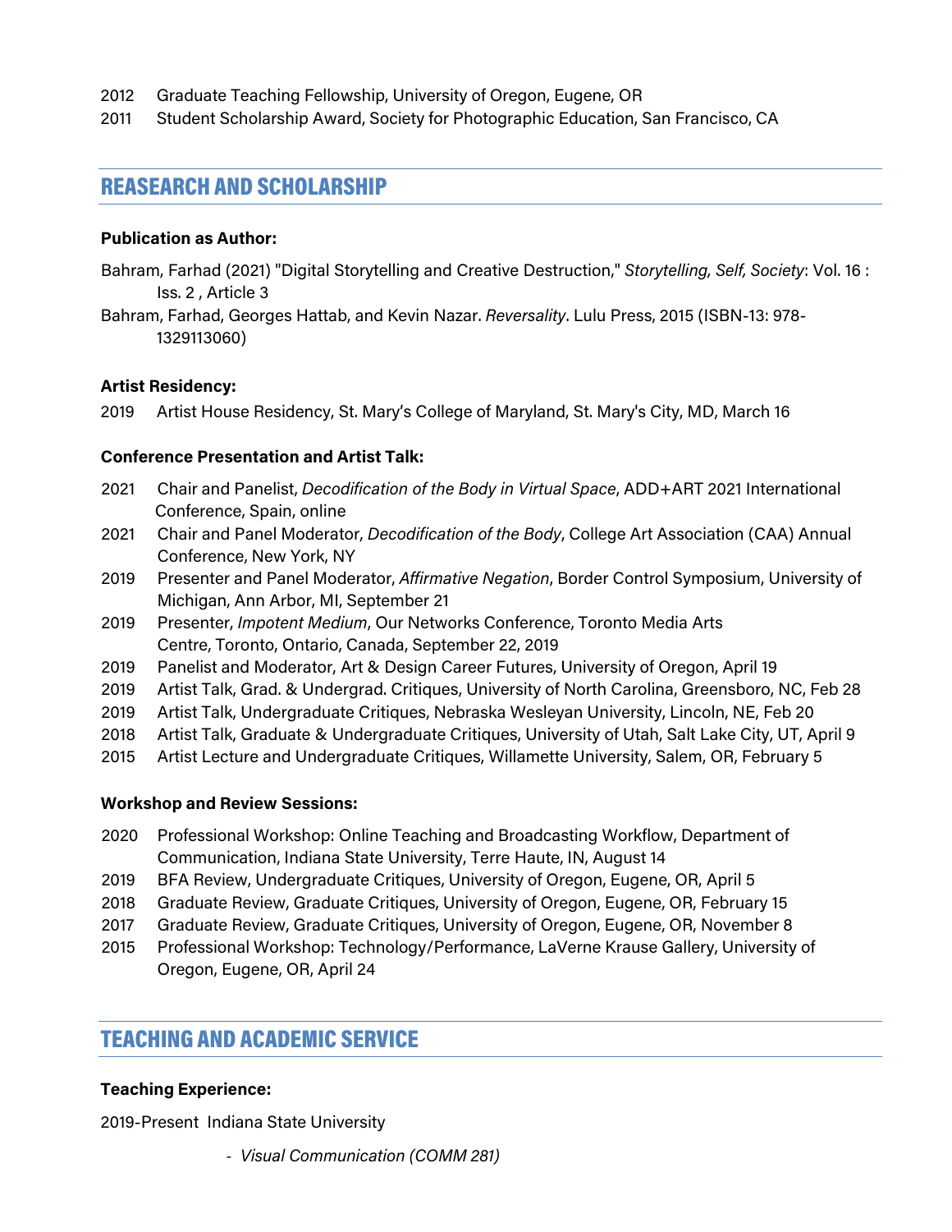2012 Graduate Teaching Fellowship, University of Oregon, Eugene, OR

2011 Student Scholarship Award, Society for Photographic Education, San Francisco, CA

## REASEARCH AND SCHOLARSHIP

**Publication as Author:**

Bahram, Farhad (2021) "Digital Storytelling and Creative Destruction," *Storytelling, Self, Society*: Vol. 16 : Iss. 2 , Article 3

Bahram, Farhad, Georges Hattab, and Kevin Nazar. *Reversality*. Lulu Press, 2015 (ISBN-13: 978-1329113060)

**Artist Residency:**

2019 Artist House Residency, St. Mary's College of Maryland, St. Mary's City, MD, March 16

**Conference Presentation and Artist Talk:**

2021 Chair and Panelist, *Decodification of the Body in Virtual Space*, ADD+ART 2021 International Conference, Spain, online

2021 Chair and Panel Moderator, *Decodification of the Body*, College Art Association (CAA) Annual Conference, New York, NY

2019 Presenter and Panel Moderator, *Affirmative Negation*, Border Control Symposium, University of Michigan, Ann Arbor, MI, September 21

2019 Presenter, *Impotent Medium*, Our Networks Conference, Toronto Media Arts Centre, Toronto, Ontario, Canada, September 22, 2019

2019 Panelist and Moderator, Art & Design Career Futures, University of Oregon, April 19

2019 Artist Talk, Grad. & Undergrad. Critiques, University of North Carolina, Greensboro, NC, Feb 28

2019 Artist Talk, Undergraduate Critiques, Nebraska Wesleyan University, Lincoln, NE, Feb 20

2018 Artist Talk, Graduate & Undergraduate Critiques, University of Utah, Salt Lake City, UT, April 9

2015 Artist Lecture and Undergraduate Critiques, Willamette University, Salem, OR, February 5

**Workshop and Review Sessions:**

2020 Professional Workshop: Online Teaching and Broadcasting Workflow, Department of Communication, Indiana State University, Terre Haute, IN, August 14

2019 BFA Review, Undergraduate Critiques, University of Oregon, Eugene, OR, April 5

2018 Graduate Review, Graduate Critiques, University of Oregon, Eugene, OR, February 15

2017 Graduate Review, Graduate Critiques, University of Oregon, Eugene, OR, November 8

2015 Professional Workshop: Technology/Performance, LaVerne Krause Gallery, University of Oregon, Eugene, OR, April 24

## TEACHING AND ACADEMIC SERVICE

**Teaching Experience:**

2019-Present Indiana State University

- *Visual Communication (COMM 281)*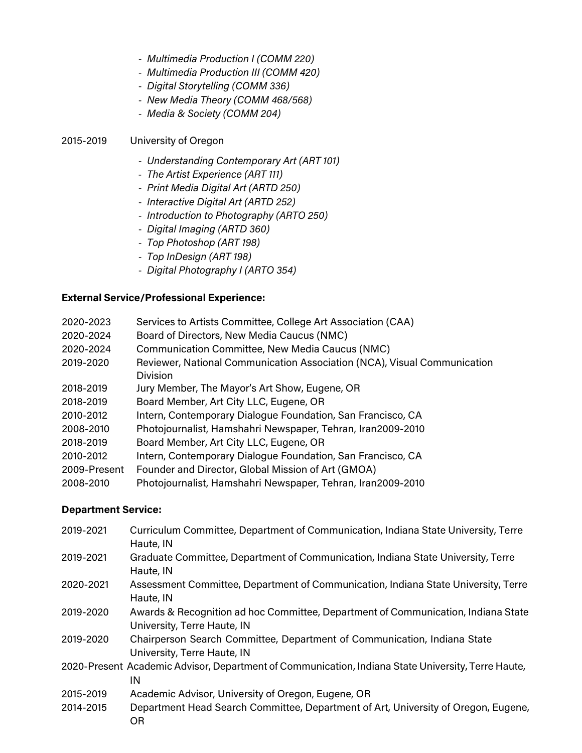- *Multimedia Production I (COMM 220)*
- *Multimedia Production III (COMM 420)*
- *Digital Storytelling (COMM 336)*
- *New Media Theory (COMM 468/568)*
- *Media & Society (COMM 204)*

2015-2019 University of Oregon

- *Understanding Contemporary Art (ART 101)*
- *The Artist Experience (ART 111)*
- *Print Media Digital Art (ARTD 250)*
- *Interactive Digital Art (ARTD 252)*
- *Introduction to Photography (ARTO 250)*
- *Digital Imaging (ARTD 360)*
- *Top Photoshop (ART 198)*
- *Top InDesign (ART 198)*
- *Digital Photography I (ARTO 354)*

**External Service/Professional Experience:**

2020-2023 Services to Artists Committee, College Art Association (CAA)
2020-2024 Board of Directors, New Media Caucus (NMC)
2020-2024 Communication Committee, New Media Caucus (NMC)
2019-2020 Reviewer, National Communication Association (NCA), Visual Communication Division
2018-2019 Jury Member, The Mayor's Art Show, Eugene, OR
2018-2019 Board Member, Art City LLC, Eugene, OR
2010-2012 Intern, Contemporary Dialogue Foundation, San Francisco, CA
2008-2010 Photojournalist, Hamshahri Newspaper, Tehran, Iran2009-2010
2018-2019 Board Member, Art City LLC, Eugene, OR
2010-2012 Intern, Contemporary Dialogue Foundation, San Francisco, CA
2009-Present Founder and Director, Global Mission of Art (GMOA)
2008-2010 Photojournalist, Hamshahri Newspaper, Tehran, Iran2009-2010

**Department Service:**

2019-2021 Curriculum Committee, Department of Communication, Indiana State University, Terre Haute, IN
2019-2021 Graduate Committee, Department of Communication, Indiana State University, Terre Haute, IN
2020-2021 Assessment Committee, Department of Communication, Indiana State University, Terre Haute, IN
2019-2020 Awards & Recognition ad hoc Committee, Department of Communication, Indiana State University, Terre Haute, IN
2019-2020 Chairperson Search Committee, Department of Communication, Indiana State University, Terre Haute, IN
2020-Present Academic Advisor, Department of Communication, Indiana State University, Terre Haute, IN
2015-2019 Academic Advisor, University of Oregon, Eugene, OR
2014-2015 Department Head Search Committee, Department of Art, University of Oregon, Eugene, OR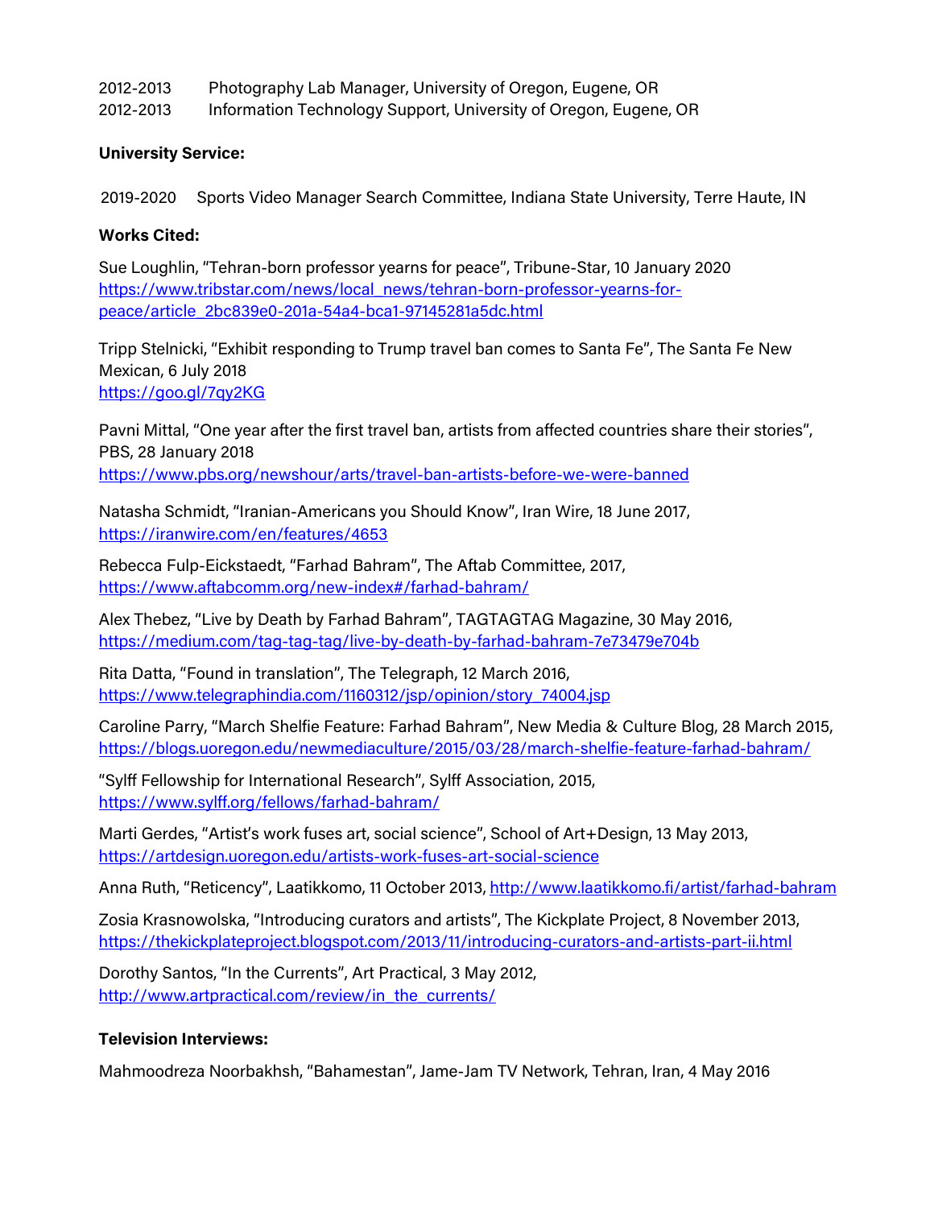2012-2013 Photography Lab Manager, University of Oregon, Eugene, OR
2012-2013 Information Technology Support, University of Oregon, Eugene, OR

**University Service:**

2019-2020 Sports Video Manager Search Committee, Indiana State University, Terre Haute, IN

**Works Cited:**

Sue Loughlin, "Tehran-born professor yearns for peace", Tribune-Star, 10 January 2020
https://www.tribstar.com/news/local_news/tehran-born-professor-yearns-for-peace/article_2bc839e0-201a-54a4-bca1-97145281a5dc.html

Tripp Stelnicki, "Exhibit responding to Trump travel ban comes to Santa Fe", The Santa Fe New Mexican, 6 July 2018
https://goo.gl/7qy2KG

Pavni Mittal, "One year after the first travel ban, artists from affected countries share their stories", PBS, 28 January 2018
https://www.pbs.org/newshour/arts/travel-ban-artists-before-we-were-banned

Natasha Schmidt, "Iranian-Americans you Should Know", Iran Wire, 18 June 2017,
https://iranwire.com/en/features/4653

Rebecca Fulp-Eickstaedt, "Farhad Bahram", The Aftab Committee, 2017,
https://www.aftabcomm.org/new-index#/farhad-bahram/

Alex Thebez, "Live by Death by Farhad Bahram", TAGTAGTAG Magazine, 30 May 2016,
https://medium.com/tag-tag-tag/live-by-death-by-farhad-bahram-7e73479e704b

Rita Datta, "Found in translation", The Telegraph, 12 March 2016,
https://www.telegraphindia.com/1160312/jsp/opinion/story_74004.jsp

Caroline Parry, "March Shelfie Feature: Farhad Bahram", New Media & Culture Blog, 28 March 2015,
https://blogs.uoregon.edu/newmediaculture/2015/03/28/march-shelfie-feature-farhad-bahram/

"Sylff Fellowship for International Research", Sylff Association, 2015,
https://www.sylff.org/fellows/farhad-bahram/

Marti Gerdes, "Artist's work fuses art, social science", School of Art+Design, 13 May 2013,
https://artdesign.uoregon.edu/artists-work-fuses-art-social-science

Anna Ruth, "Reticency", Laatikkomo, 11 October 2013, http://www.laatikkomo.fi/artist/farhad-bahram

Zosia Krasnowolska, "Introducing curators and artists", The Kickplate Project, 8 November 2013,
https://thekickplateproject.blogspot.com/2013/11/introducing-curators-and-artists-part-ii.html

Dorothy Santos, "In the Currents", Art Practical, 3 May 2012,
http://www.artpractical.com/review/in_the_currents/

**Television Interviews:**

Mahmoodreza Noorbakhsh, "Bahamestan", Jame-Jam TV Network, Tehran, Iran, 4 May 2016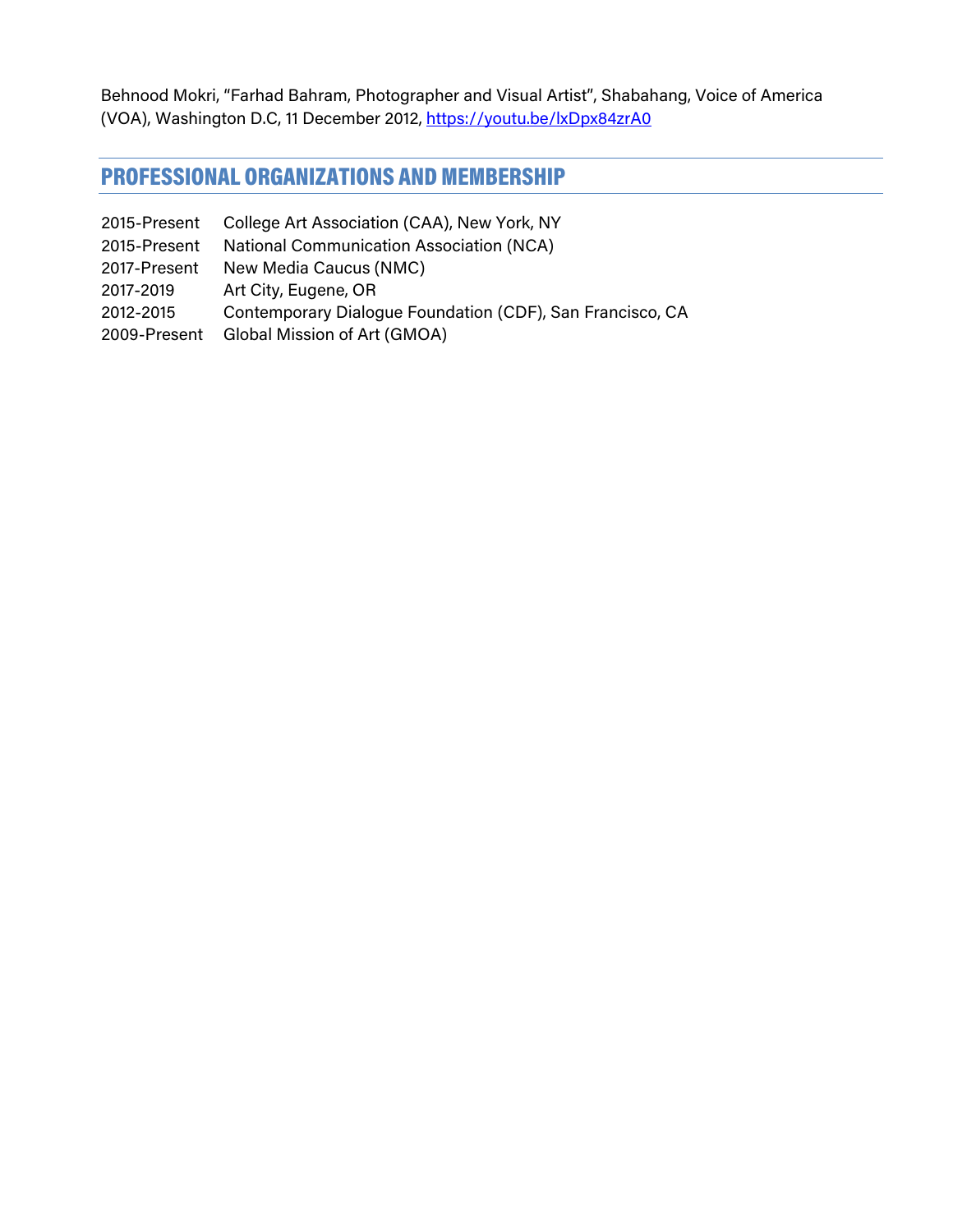Behnood Mokri, “Farhad Bahram, Photographer and Visual Artist”, Shabahang, Voice of America (VOA), Washington D.C, 11 December 2012, https://youtu.be/lxDpx84zrA0

## PROFESSIONAL ORGANIZATIONS AND MEMBERSHIP

| | |
|---|---|
| 2015-Present | College Art Association (CAA), New York, NY |
| 2015-Present | National Communication Association (NCA) |
| 2017-Present | New Media Caucus (NMC) |
| 2017-2019 | Art City, Eugene, OR |
| 2012-2015 | Contemporary Dialogue Foundation (CDF), San Francisco, CA |
| 2009-Present | Global Mission of Art (GMOA) |